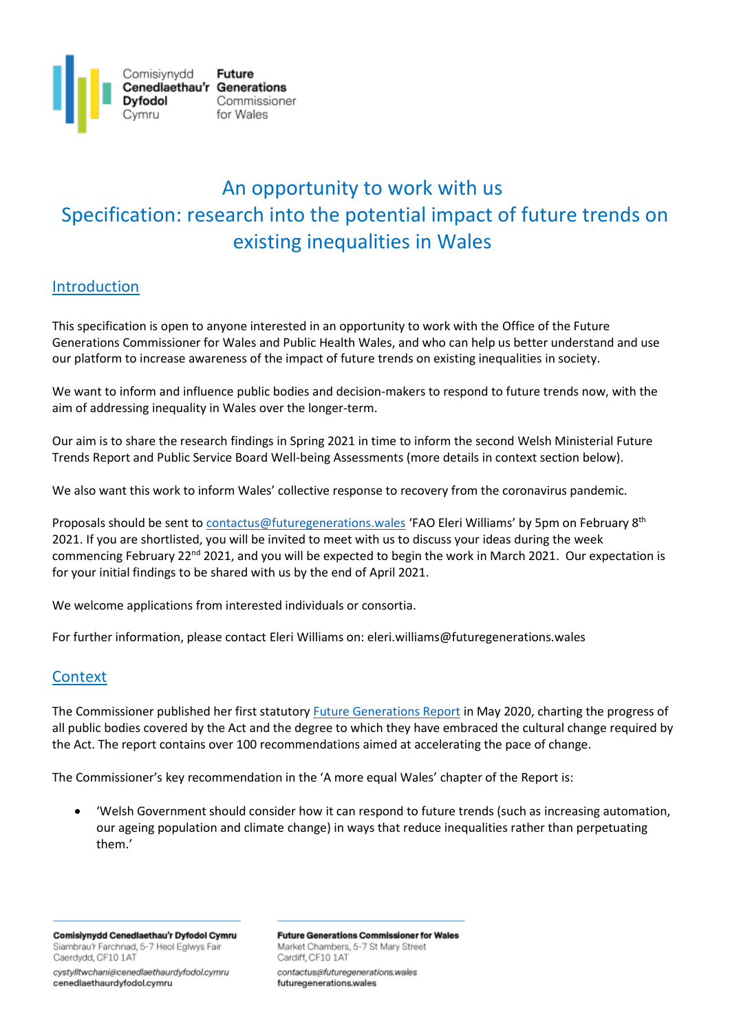Comisiynydd Cenedlaethau'r Dyfodol Cymru | Future Generations Commissioner for Wales

# An opportunity to work with us
# Specification: research into the potential impact of future trends on existing inequalities in Wales

## Introduction

This specification is open to anyone interested in an opportunity to work with the Office of the Future Generations Commissioner for Wales and Public Health Wales, and who can help us better understand and use our platform to increase awareness of the impact of future trends on existing inequalities in society.

We want to inform and influence public bodies and decision-makers to respond to future trends now, with the aim of addressing inequality in Wales over the longer-term.

Our aim is to share the research findings in Spring 2021 in time to inform the second Welsh Ministerial Future Trends Report and Public Service Board Well-being Assessments (more details in context section below).

We also want this work to inform Wales' collective response to recovery from the coronavirus pandemic.

Proposals should be sent to contactus@futuregenerations.wales 'FAO Eleri Williams' by 5pm on February 8th 2021. If you are shortlisted, you will be invited to meet with us to discuss your ideas during the week commencing February 22nd 2021, and you will be expected to begin the work in March 2021. Our expectation is for your initial findings to be shared with us by the end of April 2021.

We welcome applications from interested individuals or consortia.

For further information, please contact Eleri Williams on: eleri.williams@futuregenerations.wales

## Context

The Commissioner published her first statutory Future Generations Report in May 2020, charting the progress of all public bodies covered by the Act and the degree to which they have embraced the cultural change required by the Act. The report contains over 100 recommendations aimed at accelerating the pace of change.

The Commissioner's key recommendation in the 'A more equal Wales' chapter of the Report is:

- 'Welsh Government should consider how it can respond to future trends (such as increasing automation, our ageing population and climate change) in ways that reduce inequalities rather than perpetuating them.'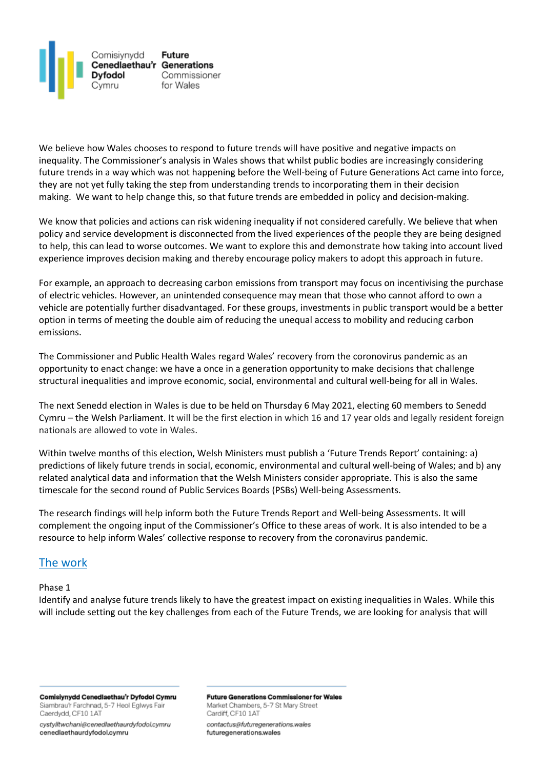We believe how Wales chooses to respond to future trends will have positive and negative impacts on inequality. The Commissioner's analysis in Wales shows that whilst public bodies are increasingly considering future trends in a way which was not happening before the Well-being of Future Generations Act came into force, they are not yet fully taking the step from understanding trends to incorporating them in their decision making. We want to help change this, so that future trends are embedded in policy and decision-making.

We know that policies and actions can risk widening inequality if not considered carefully. We believe that when policy and service development is disconnected from the lived experiences of the people they are being designed to help, this can lead to worse outcomes. We want to explore this and demonstrate how taking into account lived experience improves decision making and thereby encourage policy makers to adopt this approach in future.

For example, an approach to decreasing carbon emissions from transport may focus on incentivising the purchase of electric vehicles. However, an unintended consequence may mean that those who cannot afford to own a vehicle are potentially further disadvantaged. For these groups, investments in public transport would be a better option in terms of meeting the double aim of reducing the unequal access to mobility and reducing carbon emissions.

The Commissioner and Public Health Wales regard Wales' recovery from the coronovirus pandemic as an opportunity to enact change: we have a once in a generation opportunity to make decisions that challenge structural inequalities and improve economic, social, environmental and cultural well-being for all in Wales.

The next Senedd election in Wales is due to be held on Thursday 6 May 2021, electing 60 members to Senedd Cymru – the Welsh Parliament. It will be the first election in which 16 and 17 year olds and legally resident foreign nationals are allowed to vote in Wales.

Within twelve months of this election, Welsh Ministers must publish a 'Future Trends Report' containing: a) predictions of likely future trends in social, economic, environmental and cultural well-being of Wales; and b) any related analytical data and information that the Welsh Ministers consider appropriate. This is also the same timescale for the second round of Public Services Boards (PSBs) Well-being Assessments.

The research findings will help inform both the Future Trends Report and Well-being Assessments. It will complement the ongoing input of the Commissioner's Office to these areas of work. It is also intended to be a resource to help inform Wales' collective response to recovery from the coronavirus pandemic.

## The work

Phase 1

Identify and analyse future trends likely to have the greatest impact on existing inequalities in Wales. While this will include setting out the key challenges from each of the Future Trends, we are looking for analysis that will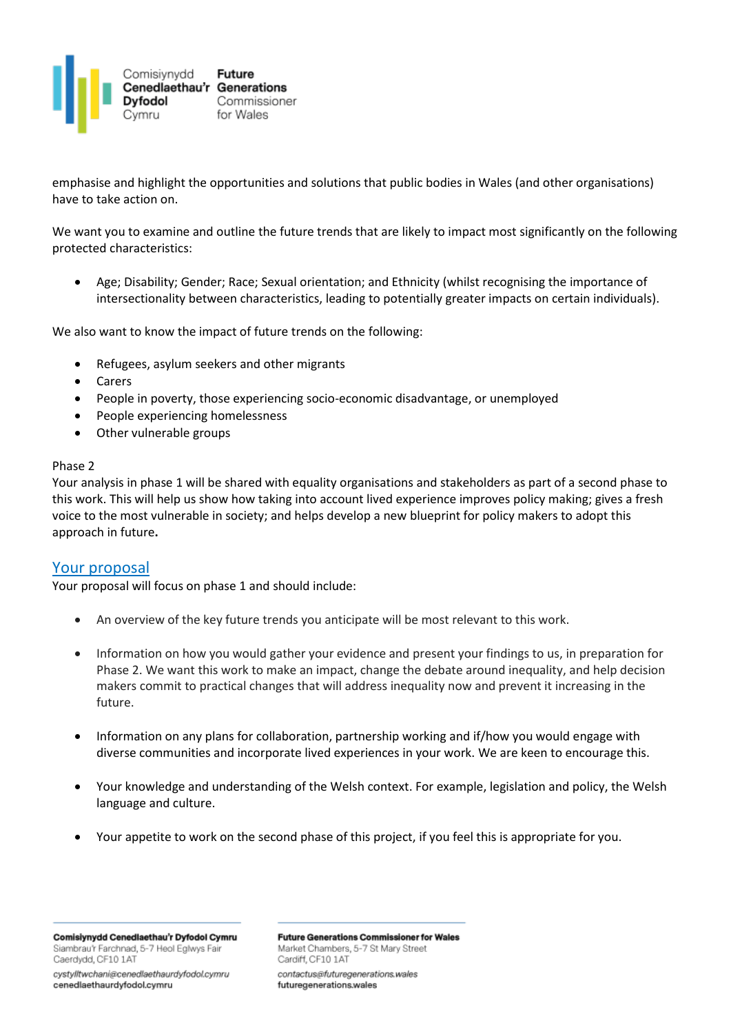emphasise and highlight the opportunities and solutions that public bodies in Wales (and other organisations) have to take action on.

We want you to examine and outline the future trends that are likely to impact most significantly on the following protected characteristics:

- Age; Disability; Gender; Race; Sexual orientation; and Ethnicity (whilst recognising the importance of intersectionality between characteristics, leading to potentially greater impacts on certain individuals).

We also want to know the impact of future trends on the following:

- Refugees, asylum seekers and other migrants
- Carers
- People in poverty, those experiencing socio-economic disadvantage, or unemployed
- People experiencing homelessness
- Other vulnerable groups

Phase 2
Your analysis in phase 1 will be shared with equality organisations and stakeholders as part of a second phase to this work. This will help us show how taking into account lived experience improves policy making; gives a fresh voice to the most vulnerable in society; and helps develop a new blueprint for policy makers to adopt this approach in future**.**

## Your proposal

Your proposal will focus on phase 1 and should include:

- An overview of the key future trends you anticipate will be most relevant to this work.

- Information on how you would gather your evidence and present your findings to us, in preparation for Phase 2. We want this work to make an impact, change the debate around inequality, and help decision makers commit to practical changes that will address inequality now and prevent it increasing in the future.

- Information on any plans for collaboration, partnership working and if/how you would engage with diverse communities and incorporate lived experiences in your work. We are keen to encourage this.

- Your knowledge and understanding of the Welsh context. For example, legislation and policy, the Welsh language and culture.

- Your appetite to work on the second phase of this project, if you feel this is appropriate for you.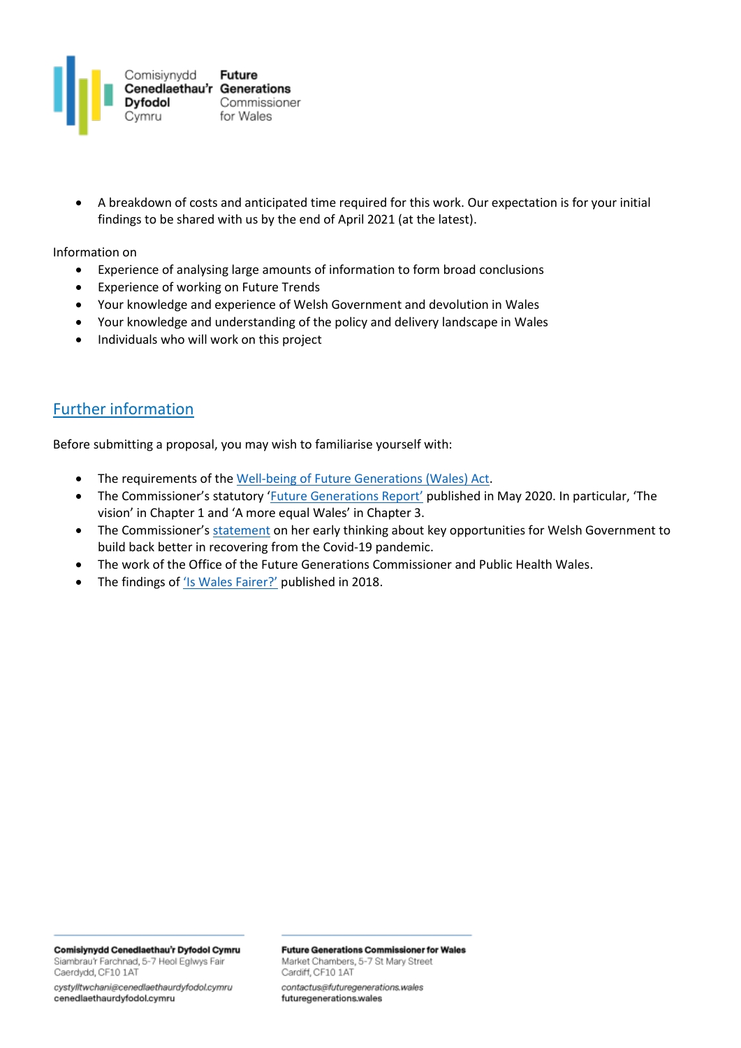- A breakdown of costs and anticipated time required for this work. Our expectation is for your initial findings to be shared with us by the end of April 2021 (at the latest).

Information on

- Experience of analysing large amounts of information to form broad conclusions
- Experience of working on Future Trends
- Your knowledge and experience of Welsh Government and devolution in Wales
- Your knowledge and understanding of the policy and delivery landscape in Wales
- Individuals who will work on this project

## Further information

Before submitting a proposal, you may wish to familiarise yourself with:

- The requirements of the Well-being of Future Generations (Wales) Act.
- The Commissioner's statutory 'Future Generations Report' published in May 2020. In particular, 'The vision' in Chapter 1 and 'A more equal Wales' in Chapter 3.
- The Commissioner's statement on her early thinking about key opportunities for Welsh Government to build back better in recovering from the Covid-19 pandemic.
- The work of the Office of the Future Generations Commissioner and Public Health Wales.
- The findings of 'Is Wales Fairer?' published in 2018.